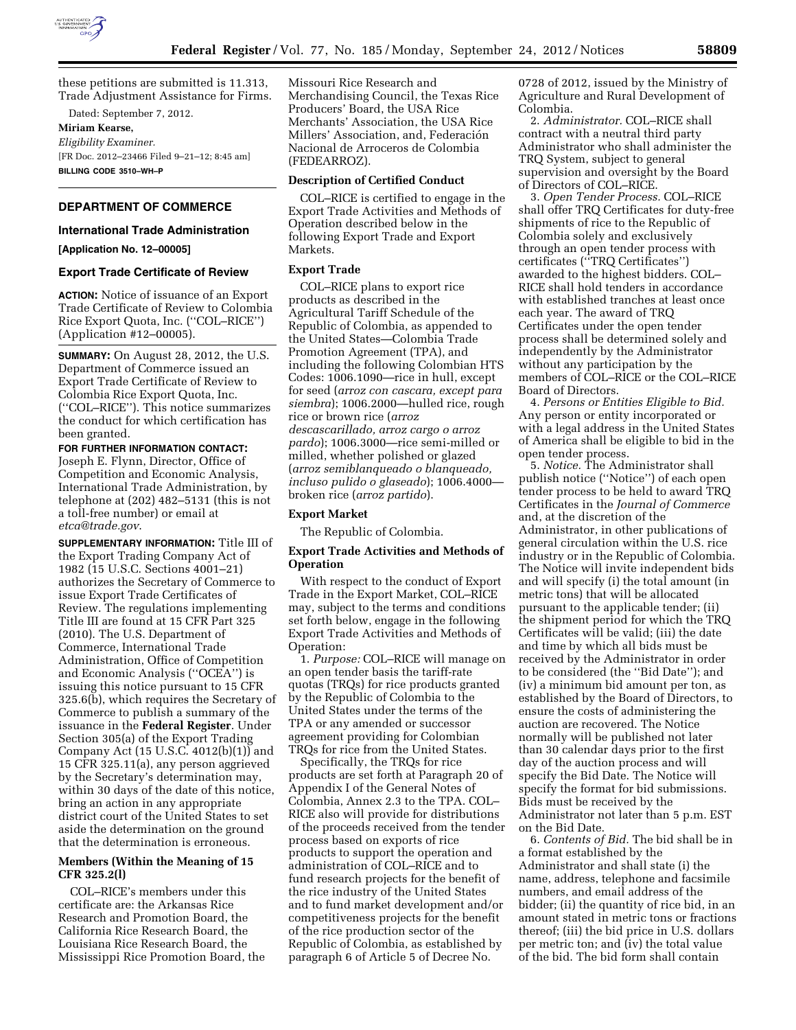these petitions are submitted is 11.313, Trade Adjustment Assistance for Firms.

Dated: September 7, 2012.

**Miriam Kearse,**

*Eligibility Examiner.*

[FR Doc. 2012–23466 Filed 9–21–12; 8:45 am]

**BILLING CODE 3510–WH–P**

## DEPARTMENT OF COMMERCE

### International Trade Administration

**[Application No. 12–00005]**

### Export Trade Certificate of Review

**ACTION:** Notice of issuance of an Export Trade Certificate of Review to Colombia Rice Export Quota, Inc. (''COL–RICE'') (Application #12–00005).

**SUMMARY:** On August 28, 2012, the U.S. Department of Commerce issued an Export Trade Certificate of Review to Colombia Rice Export Quota, Inc. (''COL–RICE''). This notice summarizes the conduct for which certification has been granted.

**FOR FURTHER INFORMATION CONTACT:** Joseph E. Flynn, Director, Office of Competition and Economic Analysis, International Trade Administration, by telephone at (202) 482–5131 (this is not a toll-free number) or email at *etca@trade.gov*.

**SUPPLEMENTARY INFORMATION:** Title III of the Export Trading Company Act of 1982 (15 U.S.C. Sections 4001–21) authorizes the Secretary of Commerce to issue Export Trade Certificates of Review. The regulations implementing Title III are found at 15 CFR Part 325 (2010). The U.S. Department of Commerce, International Trade Administration, Office of Competition and Economic Analysis (''OCEA'') is issuing this notice pursuant to 15 CFR 325.6(b), which requires the Secretary of Commerce to publish a summary of the issuance in the **Federal Register**. Under Section 305(a) of the Export Trading Company Act (15 U.S.C. 4012(b)(1)) and 15 CFR 325.11(a), any person aggrieved by the Secretary's determination may, within 30 days of the date of this notice, bring an action in any appropriate district court of the United States to set aside the determination on the ground that the determination is erroneous.

### Members (Within the Meaning of 15 CFR 325.2(l)

COL–RICE's members under this certificate are: the Arkansas Rice Research and Promotion Board, the California Rice Research Board, the Louisiana Rice Research Board, the Mississippi Rice Promotion Board, the Missouri Rice Research and Merchandising Council, the Texas Rice Producers' Board, the USA Rice Merchants' Association, the USA Rice Millers' Association, and, Federación Nacional de Arroceros de Colombia (FEDEARROZ).

### Description of Certified Conduct

COL–RICE is certified to engage in the Export Trade Activities and Methods of Operation described below in the following Export Trade and Export Markets.

### Export Trade

COL–RICE plans to export rice products as described in the Agricultural Tariff Schedule of the Republic of Colombia, as appended to the United States—Colombia Trade Promotion Agreement (TPA), and including the following Colombian HTS Codes: 1006.1090—rice in hull, except for seed (*arroz con cascara, except para siembra*); 1006.2000—hulled rice, rough rice or brown rice (*arroz descascarillado, arroz cargo o arroz pardo*); 1006.3000—rice semi-milled or milled, whether polished or glazed (*arroz semiblanqueado o blanqueado, incluso pulido o glaseado*); 1006.4000—broken rice (*arroz partido*).

### Export Market

The Republic of Colombia.

### Export Trade Activities and Methods of Operation

With respect to the conduct of Export Trade in the Export Market, COL–RICE may, subject to the terms and conditions set forth below, engage in the following Export Trade Activities and Methods of Operation:

1. *Purpose:* COL–RICE will manage on an open tender basis the tariff-rate quotas (TRQs) for rice products granted by the Republic of Colombia to the United States under the terms of the TPA or any amended or successor agreement providing for Colombian TRQs for rice from the United States.

Specifically, the TRQs for rice products are set forth at Paragraph 20 of Appendix I of the General Notes of Colombia, Annex 2.3 to the TPA. COL–RICE also will provide for distributions of the proceeds received from the tender process based on exports of rice products to support the operation and administration of COL–RICE and to fund research projects for the benefit of the rice industry of the United States and to fund market development and/or competitiveness projects for the benefit of the rice production sector of the Republic of Colombia, as established by paragraph 6 of Article 5 of Decree No. 0728 of 2012, issued by the Ministry of Agriculture and Rural Development of Colombia.

2. *Administrator.* COL–RICE shall contract with a neutral third party Administrator who shall administer the TRQ System, subject to general supervision and oversight by the Board of Directors of COL–RICE.

3. *Open Tender Process.* COL–RICE shall offer TRQ Certificates for duty-free shipments of rice to the Republic of Colombia solely and exclusively through an open tender process with certificates (''TRQ Certificates'') awarded to the highest bidders. COL–RICE shall hold tenders in accordance with established tranches at least once each year. The award of TRQ Certificates under the open tender process shall be determined solely and independently by the Administrator without any participation by the members of COL–RICE or the COL–RICE Board of Directors.

4. *Persons or Entities Eligible to Bid.* Any person or entity incorporated or with a legal address in the United States of America shall be eligible to bid in the open tender process.

5. *Notice.* The Administrator shall publish notice (''Notice'') of each open tender process to be held to award TRQ Certificates in the *Journal of Commerce* and, at the discretion of the Administrator, in other publications of general circulation within the U.S. rice industry or in the Republic of Colombia. The Notice will invite independent bids and will specify (i) the total amount (in metric tons) that will be allocated pursuant to the applicable tender; (ii) the shipment period for which the TRQ Certificates will be valid; (iii) the date and time by which all bids must be received by the Administrator in order to be considered (the ''Bid Date''); and (iv) a minimum bid amount per ton, as established by the Board of Directors, to ensure the costs of administering the auction are recovered. The Notice normally will be published not later than 30 calendar days prior to the first day of the auction process and will specify the Bid Date. The Notice will specify the format for bid submissions. Bids must be received by the Administrator not later than 5 p.m. EST on the Bid Date.

6. *Contents of Bid.* The bid shall be in a format established by the Administrator and shall state (i) the name, address, telephone and facsimile numbers, and email address of the bidder; (ii) the quantity of rice bid, in an amount stated in metric tons or fractions thereof; (iii) the bid price in U.S. dollars per metric ton; and (iv) the total value of the bid. The bid form shall contain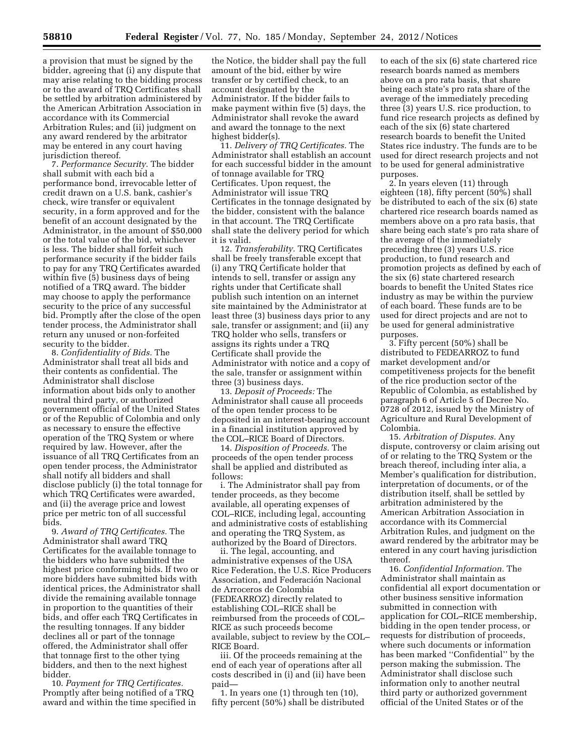a provision that must be signed by the bidder, agreeing that (i) any dispute that may arise relating to the bidding process or to the award of TRQ Certificates shall be settled by arbitration administered by the American Arbitration Association in accordance with its Commercial Arbitration Rules; and (ii) judgment on any award rendered by the arbitrator may be entered in any court having jurisdiction thereof.

7. *Performance Security.* The bidder shall submit with each bid a performance bond, irrevocable letter of credit drawn on a U.S. bank, cashier's check, wire transfer or equivalent security, in a form approved and for the benefit of an account designated by the Administrator, in the amount of $50,000 or the total value of the bid, whichever is less. The bidder shall forfeit such performance security if the bidder fails to pay for any TRQ Certificates awarded within five (5) business days of being notified of a TRQ award. The bidder may choose to apply the performance security to the price of any successful bid. Promptly after the close of the open tender process, the Administrator shall return any unused or non-forfeited security to the bidder.

8. *Confidentiality of Bids.* The Administrator shall treat all bids and their contents as confidential. The Administrator shall disclose information about bids only to another neutral third party, or authorized government official of the United States or of the Republic of Colombia and only as necessary to ensure the effective operation of the TRQ System or where required by law. However, after the issuance of all TRQ Certificates from an open tender process, the Administrator shall notify all bidders and shall disclose publicly (i) the total tonnage for which TRQ Certificates were awarded, and (ii) the average price and lowest price per metric ton of all successful bids.

9. *Award of TRQ Certificates.* The Administrator shall award TRQ Certificates for the available tonnage to the bidders who have submitted the highest price conforming bids. If two or more bidders have submitted bids with identical prices, the Administrator shall divide the remaining available tonnage in proportion to the quantities of their bids, and offer each TRQ Certificates in the resulting tonnages. If any bidder declines all or part of the tonnage offered, the Administrator shall offer that tonnage first to the other tying bidders, and then to the next highest bidder.

10. *Payment for TRQ Certificates.* Promptly after being notified of a TRQ award and within the time specified in the Notice, the bidder shall pay the full amount of the bid, either by wire transfer or by certified check, to an account designated by the Administrator. If the bidder fails to make payment within five (5) days, the Administrator shall revoke the award and award the tonnage to the next highest bidder(s).

11. *Delivery of TRQ Certificates.* The Administrator shall establish an account for each successful bidder in the amount of tonnage available for TRQ Certificates. Upon request, the Administrator will issue TRQ Certificates in the tonnage designated by the bidder, consistent with the balance in that account. The TRQ Certificate shall state the delivery period for which it is valid.

12. *Transferability.* TRQ Certificates shall be freely transferable except that (i) any TRQ Certificate holder that intends to sell, transfer or assign any rights under that Certificate shall publish such intention on an internet site maintained by the Administrator at least three (3) business days prior to any sale, transfer or assignment; and (ii) any TRQ holder who sells, transfers or assigns its rights under a TRQ Certificate shall provide the Administrator with notice and a copy of the sale, transfer or assignment within three (3) business days.

13. *Deposit of Proceeds:* The Administrator shall cause all proceeds of the open tender process to be deposited in an interest-bearing account in a financial institution approved by the COL–RICE Board of Directors.

14. *Disposition of Proceeds.* The proceeds of the open tender process shall be applied and distributed as follows:

i. The Administrator shall pay from tender proceeds, as they become available, all operating expenses of COL–RICE, including legal, accounting and administrative costs of establishing and operating the TRQ System, as authorized by the Board of Directors.

ii. The legal, accounting, and administrative expenses of the USA Rice Federation, the U.S. Rice Producers Association, and Federación Nacional de Arroceros de Colombia (FEDEARROZ) directly related to establishing COL–RICE shall be reimbursed from the proceeds of COL–RICE as such proceeds become available, subject to review by the COL–RICE Board.

iii. Of the proceeds remaining at the end of each year of operations after all costs described in (i) and (ii) have been paid—

1. In years one (1) through ten (10), fifty percent (50%) shall be distributed to each of the six (6) state chartered rice research boards named as members above on a pro rata basis, that share being each state's pro rata share of the average of the immediately preceding three (3) years U.S. rice production, to fund rice research projects as defined by each of the six (6) state chartered research boards to benefit the United States rice industry. The funds are to be used for direct research projects and not to be used for general administrative purposes.

2. In years eleven (11) through eighteen (18), fifty percent (50%) shall be distributed to each of the six (6) state chartered rice research boards named as members above on a pro rata basis, that share being each state's pro rata share of the average of the immediately preceding three (3) years U.S. rice production, to fund research and promotion projects as defined by each of the six (6) state chartered research boards to benefit the United States rice industry as may be within the purview of each board. These funds are to be used for direct projects and are not to be used for general administrative purposes.

3. Fifty percent (50%) shall be distributed to FEDEARROZ to fund market development and/or competitiveness projects for the benefit of the rice production sector of the Republic of Colombia, as established by paragraph 6 of Article 5 of Decree No. 0728 of 2012, issued by the Ministry of Agriculture and Rural Development of Colombia.

15. *Arbitration of Disputes.* Any dispute, controversy or claim arising out of or relating to the TRQ System or the breach thereof, including inter alia, a Member's qualification for distribution, interpretation of documents, or of the distribution itself, shall be settled by arbitration administered by the American Arbitration Association in accordance with its Commercial Arbitration Rules, and judgment on the award rendered by the arbitrator may be entered in any court having jurisdiction thereof.

16. *Confidential Information.* The Administrator shall maintain as confidential all export documentation or other business sensitive information submitted in connection with application for COL–RICE membership, bidding in the open tender process, or requests for distribution of proceeds, where such documents or information has been marked "Confidential" by the person making the submission. The Administrator shall disclose such information only to another neutral third party or authorized government official of the United States or of the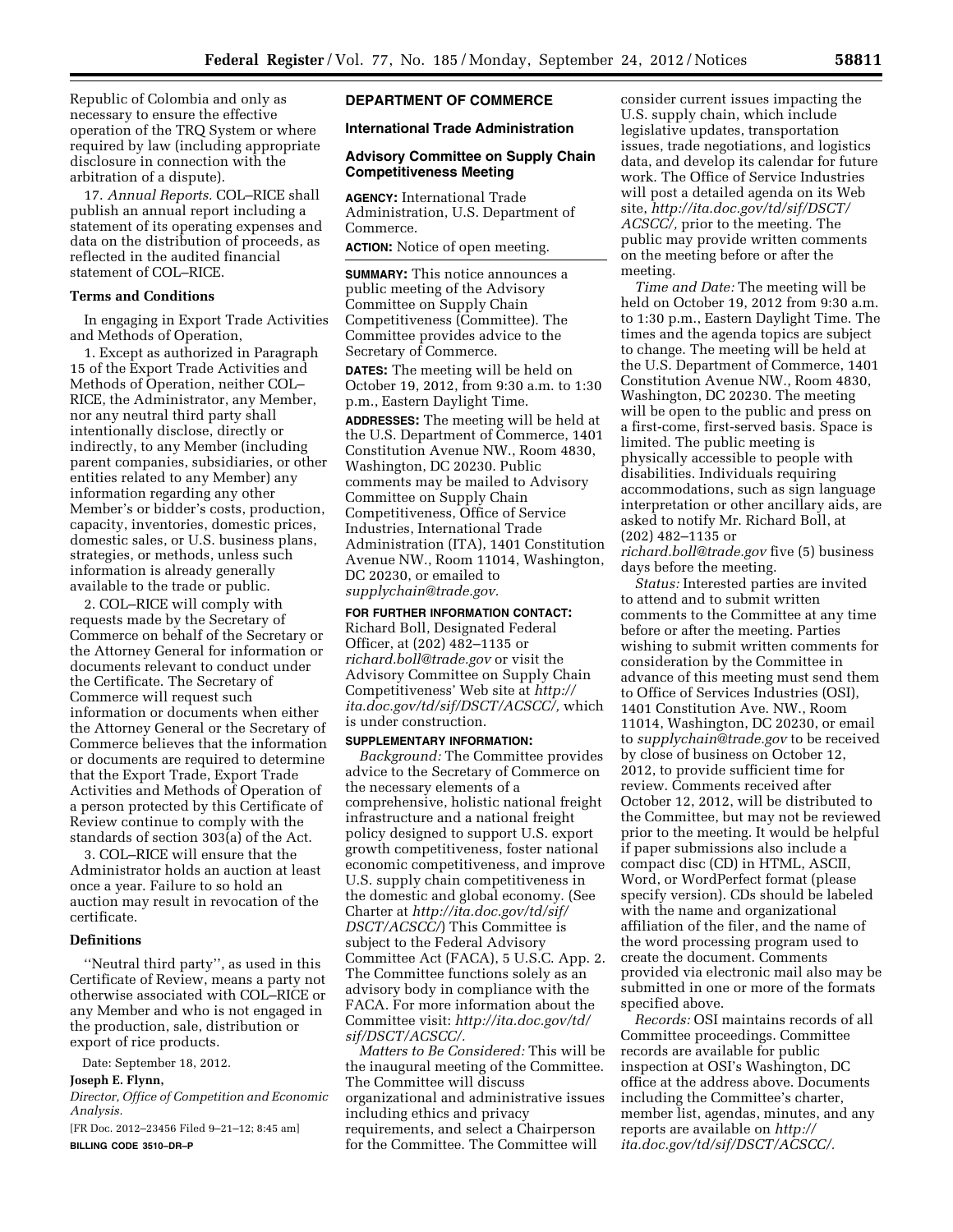Republic of Colombia and only as necessary to ensure the effective operation of the TRQ System or where required by law (including appropriate disclosure in connection with the arbitration of a dispute).

17. *Annual Reports.* COL–RICE shall publish an annual report including a statement of its operating expenses and data on the distribution of proceeds, as reflected in the audited financial statement of COL–RICE.

### Terms and Conditions

In engaging in Export Trade Activities and Methods of Operation,

1. Except as authorized in Paragraph 15 of the Export Trade Activities and Methods of Operation, neither COL–RICE, the Administrator, any Member, nor any neutral third party shall intentionally disclose, directly or indirectly, to any Member (including parent companies, subsidiaries, or other entities related to any Member) any information regarding any other Member's or bidder's costs, production, capacity, inventories, domestic prices, domestic sales, or U.S. business plans, strategies, or methods, unless such information is already generally available to the trade or public.

2. COL–RICE will comply with requests made by the Secretary of Commerce on behalf of the Secretary or the Attorney General for information or documents relevant to conduct under the Certificate. The Secretary of Commerce will request such information or documents when either the Attorney General or the Secretary of Commerce believes that the information or documents are required to determine that the Export Trade, Export Trade Activities and Methods of Operation of a person protected by this Certificate of Review continue to comply with the standards of section 303(a) of the Act.

3. COL–RICE will ensure that the Administrator holds an auction at least once a year. Failure to so hold an auction may result in revocation of the certificate.

### Definitions

''Neutral third party'', as used in this Certificate of Review, means a party not otherwise associated with COL–RICE or any Member and who is not engaged in the production, sale, distribution or export of rice products.

Date: September 18, 2012.

**Joseph E. Flynn,**

*Director, Office of Competition and Economic Analysis.*

[FR Doc. 2012–23456 Filed 9–21–12; 8:45 am]

**BILLING CODE 3510–DR–P**

## DEPARTMENT OF COMMERCE

### International Trade Administration

### Advisory Committee on Supply Chain Competitiveness Meeting

**AGENCY:** International Trade Administration, U.S. Department of Commerce.

**ACTION:** Notice of open meeting.

**SUMMARY:** This notice announces a public meeting of the Advisory Committee on Supply Chain Competitiveness (Committee). The Committee provides advice to the Secretary of Commerce.

**DATES:** The meeting will be held on October 19, 2012, from 9:30 a.m. to 1:30 p.m., Eastern Daylight Time.

**ADDRESSES:** The meeting will be held at the U.S. Department of Commerce, 1401 Constitution Avenue NW., Room 4830, Washington, DC 20230. Public comments may be mailed to Advisory Committee on Supply Chain Competitiveness, Office of Service Industries, International Trade Administration (ITA), 1401 Constitution Avenue NW., Room 11014, Washington, DC 20230, or emailed to *supplychain@trade.gov.*

**FOR FURTHER INFORMATION CONTACT:** Richard Boll, Designated Federal Officer, at (202) 482–1135 or *richard.boll@trade.gov* or visit the Advisory Committee on Supply Chain Competitiveness' Web site at *http://ita.doc.gov/td/sif/DSCT/ACSCC/,* which is under construction.

**SUPPLEMENTARY INFORMATION:**

*Background:* The Committee provides advice to the Secretary of Commerce on the necessary elements of a comprehensive, holistic national freight infrastructure and a national freight policy designed to support U.S. export growth competitiveness, foster national economic competitiveness, and improve U.S. supply chain competitiveness in the domestic and global economy. (See Charter at *http://ita.doc.gov/td/sif/DSCT/ACSCC/*) This Committee is subject to the Federal Advisory Committee Act (FACA), 5 U.S.C. App. 2. The Committee functions solely as an advisory body in compliance with the FACA. For more information about the Committee visit: *http://ita.doc.gov/td/sif/DSCT/ACSCC/.*

*Matters to Be Considered:* This will be the inaugural meeting of the Committee. The Committee will discuss organizational and administrative issues including ethics and privacy requirements, and select a Chairperson for the Committee. The Committee will consider current issues impacting the U.S. supply chain, which include legislative updates, transportation issues, trade negotiations, and logistics data, and develop its calendar for future work. The Office of Service Industries will post a detailed agenda on its Web site, *http://ita.doc.gov/td/sif/DSCT/ACSCC/,* prior to the meeting. The public may provide written comments on the meeting before or after the meeting.

*Time and Date:* The meeting will be held on October 19, 2012 from 9:30 a.m. to 1:30 p.m., Eastern Daylight Time. The times and the agenda topics are subject to change. The meeting will be held at the U.S. Department of Commerce, 1401 Constitution Avenue NW., Room 4830, Washington, DC 20230. The meeting will be open to the public and press on a first-come, first-served basis. Space is limited. The public meeting is physically accessible to people with disabilities. Individuals requiring accommodations, such as sign language interpretation or other ancillary aids, are asked to notify Mr. Richard Boll, at (202) 482–1135 or *richard.boll@trade.gov* five (5) business days before the meeting.

*Status:* Interested parties are invited to attend and to submit written comments to the Committee at any time before or after the meeting. Parties wishing to submit written comments for consideration by the Committee in advance of this meeting must send them to Office of Services Industries (OSI), 1401 Constitution Ave. NW., Room 11014, Washington, DC 20230, or email to *supplychain@trade.gov* to be received by close of business on October 12, 2012, to provide sufficient time for review. Comments received after October 12, 2012, will be distributed to the Committee, but may not be reviewed prior to the meeting. It would be helpful if paper submissions also include a compact disc (CD) in HTML, ASCII, Word, or WordPerfect format (please specify version). CDs should be labeled with the name and organizational affiliation of the filer, and the name of the word processing program used to create the document. Comments provided via electronic mail also may be submitted in one or more of the formats specified above.

*Records:* OSI maintains records of all Committee proceedings. Committee records are available for public inspection at OSI's Washington, DC office at the address above. Documents including the Committee's charter, member list, agendas, minutes, and any reports are available on *http://ita.doc.gov/td/sif/DSCT/ACSCC/.*